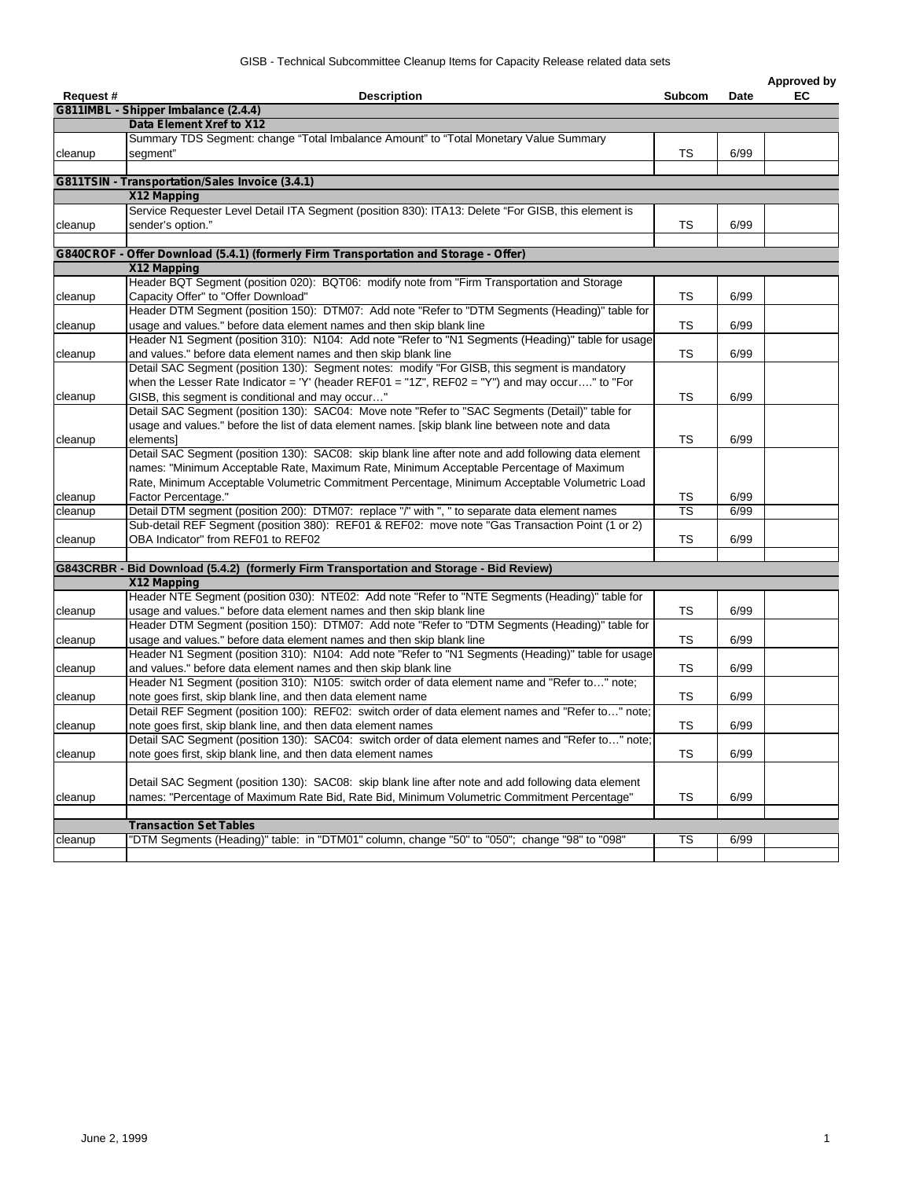GISB - Technical Subcommittee Cleanup Items for Capacity Release related data sets

| Request # | Description | Subcom | Date | Approved by EC |
|---|---|---|---|---|
| **G811IMBL - Shipper Imbalance (2.4.4)** | | | | |
| | **Data Element Xref to X12** | | | |
| cleanup | Summary TDS Segment: change "Total Imbalance Amount" to "Total Monetary Value Summary segment" | TS | 6/99 | |
| | | | | |
| **G811TSIN - Transportation/Sales Invoice (3.4.1)** | | | | |
| | **X12 Mapping** | | | |
| cleanup | Service Requester Level Detail ITA Segment (position 830): ITA13: Delete "For GISB, this element is sender's option." | TS | 6/99 | |
| | | | | |
| **G840CROF - Offer Download (5.4.1) (formerly Firm Transportation and Storage - Offer)** | | | | |
| | **X12 Mapping** | | | |
| cleanup | Header BQT Segment (position 020): BQT06: modify note from "Firm Transportation and Storage Capacity Offer" to "Offer Download" | TS | 6/99 | |
| cleanup | Header DTM Segment (position 150): DTM07: Add note "Refer to "DTM Segments (Heading)" table for usage and values." before data element names and then skip blank line | TS | 6/99 | |
| cleanup | Header N1 Segment (position 310): N104: Add note "Refer to "N1 Segments (Heading)" table for usage and values." before data element names and then skip blank line | TS | 6/99 | |
| cleanup | Detail SAC Segment (position 130): Segment notes: modify "For GISB, this segment is mandatory when the Lesser Rate Indicator = 'Y' (header REF01 = "1Z", REF02 = "Y") and may occur…." to "For GISB, this segment is conditional and may occur…" | TS | 6/99 | |
| cleanup | Detail SAC Segment (position 130): SAC04: Move note "Refer to "SAC Segments (Detail)" table for usage and values." before the list of data element names. [skip blank line between note and data elements] | TS | 6/99 | |
| cleanup | Detail SAC Segment (position 130): SAC08: skip blank line after note and add following data element names: "Minimum Acceptable Rate, Maximum Rate, Minimum Acceptable Percentage of Maximum Rate, Minimum Acceptable Volumetric Commitment Percentage, Minimum Acceptable Volumetric Load Factor Percentage." | TS | 6/99 | |
| cleanup | Detail DTM segment (position 200): DTM07: replace "/" with ", " to separate data element names | TS | 6/99 | |
| cleanup | Sub-detail REF Segment (position 380): REF01 & REF02: move note "Gas Transaction Point (1 or 2) OBA Indicator" from REF01 to REF02 | TS | 6/99 | |
| | | | | |
| **G843CRBR - Bid Download (5.4.2) (formerly Firm Transportation and Storage - Bid Review)** | | | | |
| | **X12 Mapping** | | | |
| cleanup | Header NTE Segment (position 030): NTE02: Add note "Refer to "NTE Segments (Heading)" table for usage and values." before data element names and then skip blank line | TS | 6/99 | |
| cleanup | Header DTM Segment (position 150): DTM07: Add note "Refer to "DTM Segments (Heading)" table for usage and values." before data element names and then skip blank line | TS | 6/99 | |
| cleanup | Header N1 Segment (position 310): N104: Add note "Refer to "N1 Segments (Heading)" table for usage and values." before data element names and then skip blank line | TS | 6/99 | |
| cleanup | Header N1 Segment (position 310): N105: switch order of data element name and "Refer to…" note; note goes first, skip blank line, and then data element name | TS | 6/99 | |
| cleanup | Detail REF Segment (position 100): REF02: switch order of data element names and "Refer to…" note; note goes first, skip blank line, and then data element names | TS | 6/99 | |
| cleanup | Detail SAC Segment (position 130): SAC04: switch order of data element names and "Refer to…" note; note goes first, skip blank line, and then data element names | TS | 6/99 | |
| cleanup | Detail SAC Segment (position 130): SAC08: skip blank line after note and add following data element names: "Percentage of Maximum Rate Bid, Rate Bid, Minimum Volumetric Commitment Percentage" | TS | 6/99 | |
| | | | | |
| | **Transaction Set Tables** | | | |
| cleanup | "DTM Segments (Heading)" table: in "DTM01" column, change "50" to "050"; change "98" to "098" | TS | 6/99 | |

June 2, 1999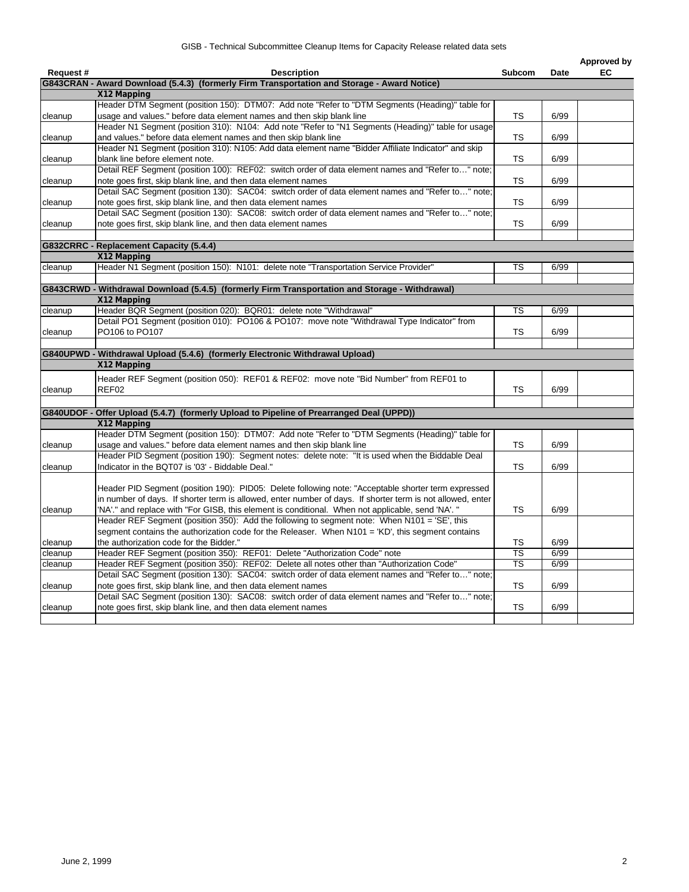# GISB - Technical Subcommittee Cleanup Items for Capacity Release related data sets

| Request # | Description | Subcom | Date | Approved by EC |
|---|---|---|---|---|
| **G843CRAN - Award Download (5.4.3) (formerly Firm Transportation and Storage - Award Notice)** | | | | |
| | **X12 Mapping** | | | |
| cleanup | Header DTM Segment (position 150): DTM07: Add note "Refer to "DTM Segments (Heading)" table for usage and values." before data element names and then skip blank line | TS | 6/99 | |
| cleanup | Header N1 Segment (position 310): N104: Add note "Refer to "N1 Segments (Heading)" table for usage and values." before data element names and then skip blank line | TS | 6/99 | |
| cleanup | Header N1 Segment (position 310): N105: Add data element name "Bidder Affiliate Indicator" and skip blank line before element note. | TS | 6/99 | |
| cleanup | Detail REF Segment (position 100): REF02: switch order of data element names and "Refer to…" note; note goes first, skip blank line, and then data element names | TS | 6/99 | |
| cleanup | Detail SAC Segment (position 130): SAC04: switch order of data element names and "Refer to…" note; note goes first, skip blank line, and then data element names | TS | 6/99 | |
| cleanup | Detail SAC Segment (position 130): SAC08: switch order of data element names and "Refer to…" note; note goes first, skip blank line, and then data element names | TS | 6/99 | |
| | | | | |
| **G832CRRC - Replacement Capacity (5.4.4)** | | | | |
| | **X12 Mapping** | | | |
| cleanup | Header N1 Segment (position 150): N101: delete note "Transportation Service Provider" | TS | 6/99 | |
| | | | | |
| **G843CRWD - Withdrawal Download (5.4.5) (formerly Firm Transportation and Storage - Withdrawal)** | | | | |
| | **X12 Mapping** | | | |
| cleanup | Header BQR Segment (position 020): BQR01: delete note "Withdrawal" | TS | 6/99 | |
| cleanup | Detail PO1 Segment (position 010): PO106 & PO107: move note "Withdrawal Type Indicator" from PO106 to PO107 | TS | 6/99 | |
| | | | | |
| **G840UPWD - Withdrawal Upload (5.4.6) (formerly Electronic Withdrawal Upload)** | | | | |
| | **X12 Mapping** | | | |
| cleanup | Header REF Segment (position 050): REF01 & REF02: move note "Bid Number" from REF01 to REF02 | TS | 6/99 | |
| | | | | |
| **G840UDOF - Offer Upload (5.4.7) (formerly Upload to Pipeline of Prearranged Deal (UPPD))** | | | | |
| | **X12 Mapping** | | | |
| cleanup | Header DTM Segment (position 150): DTM07: Add note "Refer to "DTM Segments (Heading)" table for usage and values." before data element names and then skip blank line | TS | 6/99 | |
| cleanup | Header PID Segment (position 190): Segment notes: delete note: "It is used when the Biddable Deal Indicator in the BQT07 is '03' - Biddable Deal." | TS | 6/99 | |
| cleanup | Header PID Segment (position 190): PID05: Delete following note: "Acceptable shorter term expressed in number of days. If shorter term is allowed, enter number of days. If shorter term is not allowed, enter 'NA'." and replace with "For GISB, this element is conditional. When not applicable, send 'NA'. " | TS | 6/99 | |
| cleanup | Header REF Segment (position 350): Add the following to segment note: When N101 = 'SE', this segment contains the authorization code for the Releaser. When N101 = 'KD', this segment contains the authorization code for the Bidder." | TS | 6/99 | |
| cleanup | Header REF Segment (position 350): REF01: Delete "Authorization Code" note | TS | 6/99 | |
| cleanup | Header REF Segment (position 350): REF02: Delete all notes other than "Authorization Code" | TS | 6/99 | |
| cleanup | Detail SAC Segment (position 130): SAC04: switch order of data element names and "Refer to…" note; note goes first, skip blank line, and then data element names | TS | 6/99 | |
| cleanup | Detail SAC Segment (position 130): SAC08: switch order of data element names and "Refer to…" note; note goes first, skip blank line, and then data element names | TS | 6/99 | |
| | | | | |

June 2, 1999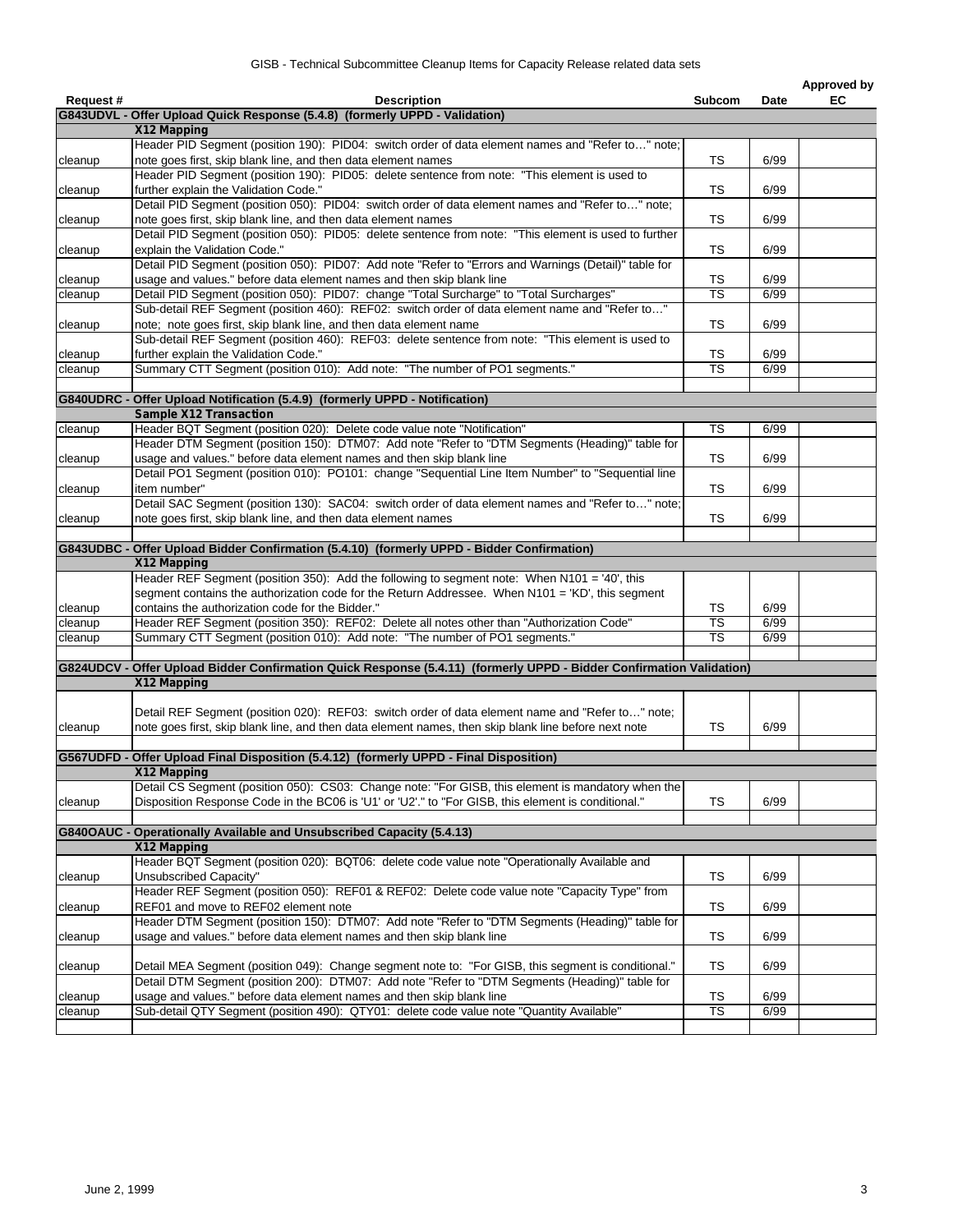GISB - Technical Subcommittee Cleanup Items for Capacity Release related data sets

| Request # | Description | Subcom | Date | Approved by EC |
|---|---|---|---|---|
| **G843UDVL - Offer Upload Quick Response (5.4.8) (formerly UPPD - Validation)** | | | | |
| | **X12 Mapping** | | | |
| cleanup | Header PID Segment (position 190): PID04: switch order of data element names and "Refer to…" note; note goes first, skip blank line, and then data element names | TS | 6/99 | |
| cleanup | Header PID Segment (position 190): PID05: delete sentence from note: "This element is used to further explain the Validation Code." | TS | 6/99 | |
| cleanup | Detail PID Segment (position 050): PID04: switch order of data element names and "Refer to…" note; note goes first, skip blank line, and then data element names | TS | 6/99 | |
| cleanup | Detail PID Segment (position 050): PID05: delete sentence from note: "This element is used to further explain the Validation Code." | TS | 6/99 | |
| cleanup | Detail PID Segment (position 050): PID07: Add note "Refer to "Errors and Warnings (Detail)" table for usage and values." before data element names and then skip blank line | TS | 6/99 | |
| cleanup | Detail PID Segment (position 050): PID07: change "Total Surcharge" to "Total Surcharges" | TS | 6/99 | |
| cleanup | Sub-detail REF Segment (position 460): REF02: switch order of data element name and "Refer to…" note; note goes first, skip blank line, and then data element name | TS | 6/99 | |
| cleanup | Sub-detail REF Segment (position 460): REF03: delete sentence from note: "This element is used to further explain the Validation Code." | TS | 6/99 | |
| cleanup | Summary CTT Segment (position 010): Add note: "The number of PO1 segments." | TS | 6/99 | |
| | | | | |
| **G840UDRC - Offer Upload Notification (5.4.9) (formerly UPPD - Notification)** | | | | |
| | **Sample X12 Transaction** | | | |
| cleanup | Header BQT Segment (position 020): Delete code value note "Notification" | TS | 6/99 | |
| cleanup | Header DTM Segment (position 150): DTM07: Add note "Refer to "DTM Segments (Heading)" table for usage and values." before data element names and then skip blank line | TS | 6/99 | |
| cleanup | Detail PO1 Segment (position 010): PO101: change "Sequential Line Item Number" to "Sequential line item number" | TS | 6/99 | |
| cleanup | Detail SAC Segment (position 130): SAC04: switch order of data element names and "Refer to…" note; note goes first, skip blank line, and then data element names | TS | 6/99 | |
| | | | | |
| **G843UDBC - Offer Upload Bidder Confirmation (5.4.10) (formerly UPPD - Bidder Confirmation)** | | | | |
| | **X12 Mapping** | | | |
| cleanup | Header REF Segment (position 350): Add the following to segment note: When N101 = '40', this segment contains the authorization code for the Return Addressee. When N101 = 'KD', this segment contains the authorization code for the Bidder." | TS | 6/99 | |
| cleanup | Header REF Segment (position 350): REF02: Delete all notes other than "Authorization Code" | TS | 6/99 | |
| cleanup | Summary CTT Segment (position 010): Add note: "The number of PO1 segments." | TS | 6/99 | |
| | | | | |
| **G824UDCV - Offer Upload Bidder Confirmation Quick Response (5.4.11) (formerly UPPD - Bidder Confirmation Validation)** | | | | |
| | **X12 Mapping** | | | |
| cleanup | Detail REF Segment (position 020): REF03: switch order of data element name and "Refer to…" note; note goes first, skip blank line, and then data element names, then skip blank line before next note | TS | 6/99 | |
| | | | | |
| **G567UDFD - Offer Upload Final Disposition (5.4.12) (formerly UPPD - Final Disposition)** | | | | |
| | **X12 Mapping** | | | |
| cleanup | Detail CS Segment (position 050): CS03: Change note: "For GISB, this element is mandatory when the Disposition Response Code in the BC06 is 'U1' or 'U2'." to "For GISB, this element is conditional." | TS | 6/99 | |
| | | | | |
| **G840OAUC - Operationally Available and Unsubscribed Capacity (5.4.13)** | | | | |
| | **X12 Mapping** | | | |
| cleanup | Header BQT Segment (position 020): BQT06: delete code value note "Operationally Available and Unsubscribed Capacity" | TS | 6/99 | |
| cleanup | Header REF Segment (position 050): REF01 & REF02: Delete code value note "Capacity Type" from REF01 and move to REF02 element note | TS | 6/99 | |
| cleanup | Header DTM Segment (position 150): DTM07: Add note "Refer to "DTM Segments (Heading)" table for usage and values." before data element names and then skip blank line | TS | 6/99 | |
| cleanup | Detail MEA Segment (position 049): Change segment note to: "For GISB, this segment is conditional." | TS | 6/99 | |
| cleanup | Detail DTM Segment (position 200): DTM07: Add note "Refer to "DTM Segments (Heading)" table for usage and values." before data element names and then skip blank line | TS | 6/99 | |
| cleanup | Sub-detail QTY Segment (position 490): QTY01: delete code value note "Quantity Available" | TS | 6/99 | |
| | | | | |

June 2, 1999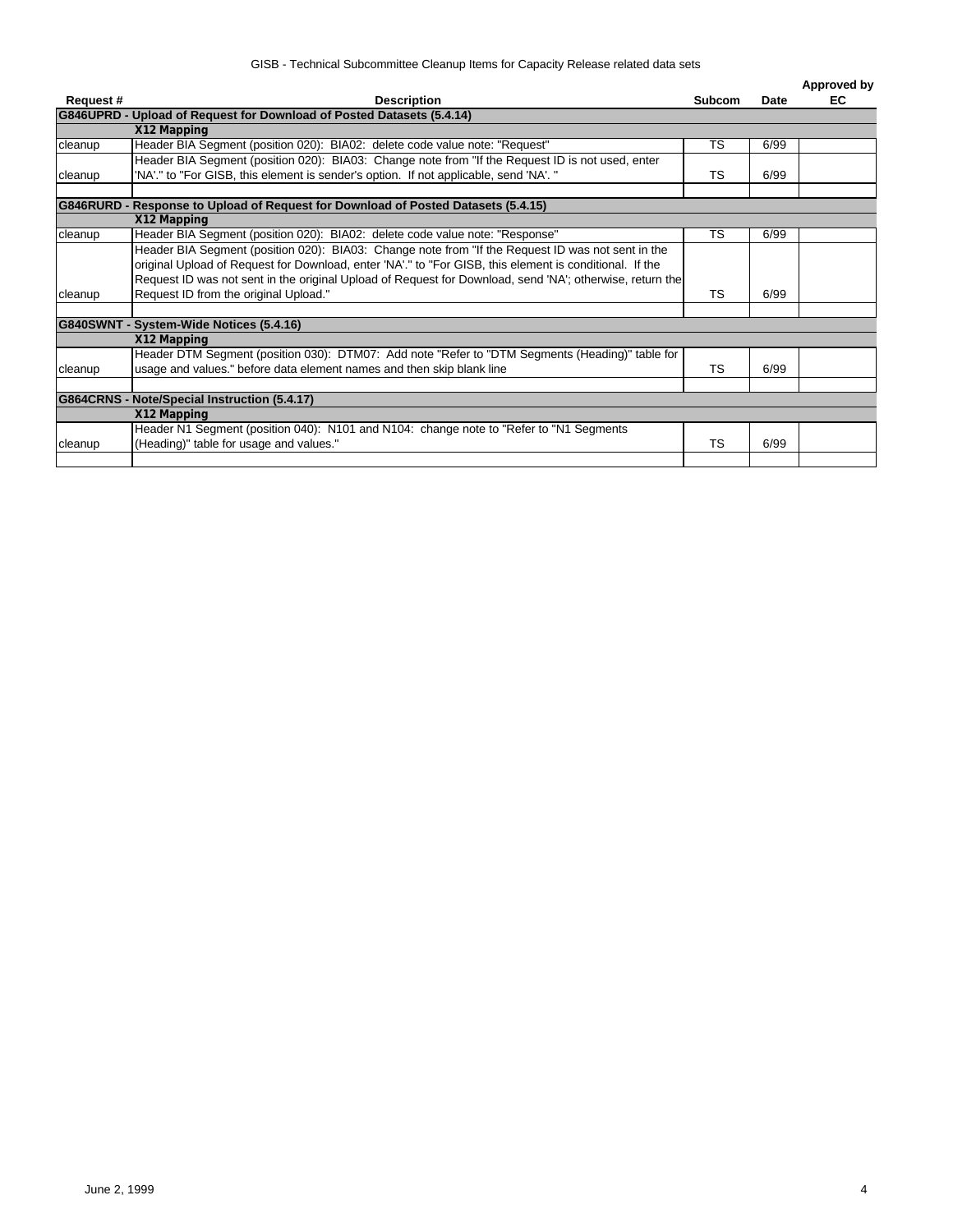GISB - Technical Subcommittee Cleanup Items for Capacity Release related data sets

| Request # | Description | Subcom | Date | Approved by EC |
|---|---|---|---|---|
| **G846UPRD - Upload of Request for Download of Posted Datasets (5.4.14)** | | | | |
| | **X12 Mapping** | | | |
| cleanup | Header BIA Segment (position 020): BIA02: delete code value note: "Request" | TS | 6/99 | |
| cleanup | Header BIA Segment (position 020): BIA03: Change note from "If the Request ID is not used, enter 'NA'." to "For GISB, this element is sender's option. If not applicable, send 'NA'. " | TS | 6/99 | |
| | | | | |
| **G846RURD - Response to Upload of Request for Download of Posted Datasets (5.4.15)** | | | | |
| | **X12 Mapping** | | | |
| cleanup | Header BIA Segment (position 020): BIA02: delete code value note: "Response" | TS | 6/99 | |
| cleanup | Header BIA Segment (position 020): BIA03: Change note from "If the Request ID was not sent in the original Upload of Request for Download, enter 'NA'." to "For GISB, this element is conditional. If the Request ID was not sent in the original Upload of Request for Download, send 'NA'; otherwise, return the Request ID from the original Upload." | TS | 6/99 | |
| | | | | |
| **G840SWNT - System-Wide Notices (5.4.16)** | | | | |
| | **X12 Mapping** | | | |
| cleanup | Header DTM Segment (position 030): DTM07: Add note "Refer to "DTM Segments (Heading)" table for usage and values." before data element names and then skip blank line | TS | 6/99 | |
| | | | | |
| **G864CRNS - Note/Special Instruction (5.4.17)** | | | | |
| | **X12 Mapping** | | | |
| cleanup | Header N1 Segment (position 040): N101 and N104: change note to "Refer to "N1 Segments (Heading)" table for usage and values." | TS | 6/99 | |
| | | | | |

June 2, 1999